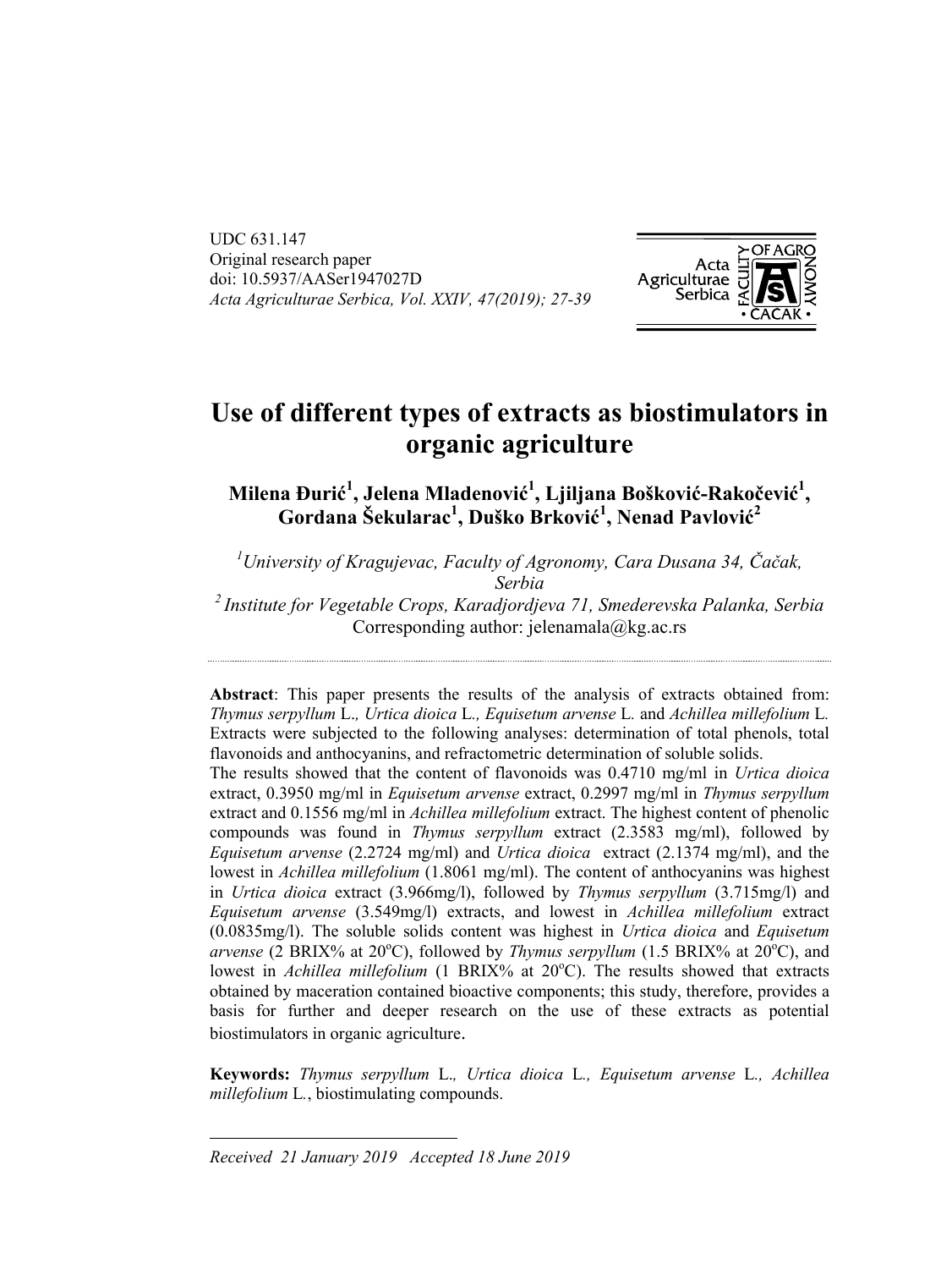UDC 631.147
Original research paper
doi: 10.5937/AASer1947027D
*Acta Agriculturae Serbica, Vol. XXIV, 47(2019); 27-39*

# Use of different types of extracts as biostimulators in organic agriculture

**Milena Đurić[1], Jelena Mladenović[1], Ljiljana Bošković-Rakočević[1], Gordana Šekularac[1], Duško Brković[1], Nenad Pavlović[2]**

[1]*University of Kragujevac, Faculty of Agronomy, Cara Dusana 34, Čačak, Serbia*
[2]*Institute for Vegetable Crops, Karadjordjeva 71, Smederevska Palanka, Serbia*
Corresponding author: jelenamala@kg.ac.rs

**Abstract**: This paper presents the results of the analysis of extracts obtained from: *Thymus serpyllum* L., *Urtica dioica* L., *Equisetum arvense* L. and *Achillea millefolium* L. Extracts were subjected to the following analyses: determination of total phenols, total flavonoids and anthocyanins, and refractometric determination of soluble solids.
The results showed that the content of flavonoids was 0.4710 mg/ml in *Urtica dioica* extract, 0.3950 mg/ml in *Equisetum arvense* extract, 0.2997 mg/ml in *Thymus serpyllum* extract and 0.1556 mg/ml in *Achillea millefolium* extract. The highest content of phenolic compounds was found in *Thymus serpyllum* extract (2.3583 mg/ml), followed by *Equisetum arvense* (2.2724 mg/ml) and *Urtica dioica* extract (2.1374 mg/ml), and the lowest in *Achillea millefolium* (1.8061 mg/ml). The content of anthocyanins was highest in *Urtica dioica* extract (3.966mg/l), followed by *Thymus serpyllum* (3.715mg/l) and *Equisetum arvense* (3.549mg/l) extracts, and lowest in *Achillea millefolium* extract (0.0835mg/l). The soluble solids content was highest in *Urtica dioica* and *Equisetum arvense* (2 BRIX% at 20°C), followed by *Thymus serpyllum* (1.5 BRIX% at 20°C), and lowest in *Achillea millefolium* (1 BRIX% at 20°C). The results showed that extracts obtained by maceration contained bioactive components; this study, therefore, provides a basis for further and deeper research on the use of these extracts as potential biostimulators in organic agriculture.

**Keywords:** *Thymus serpyllum* L., *Urtica dioica* L., *Equisetum arvense* L., *Achillea millefolium* L., biostimulating compounds.

*Received 21 January 2019 Accepted 18 June 2019*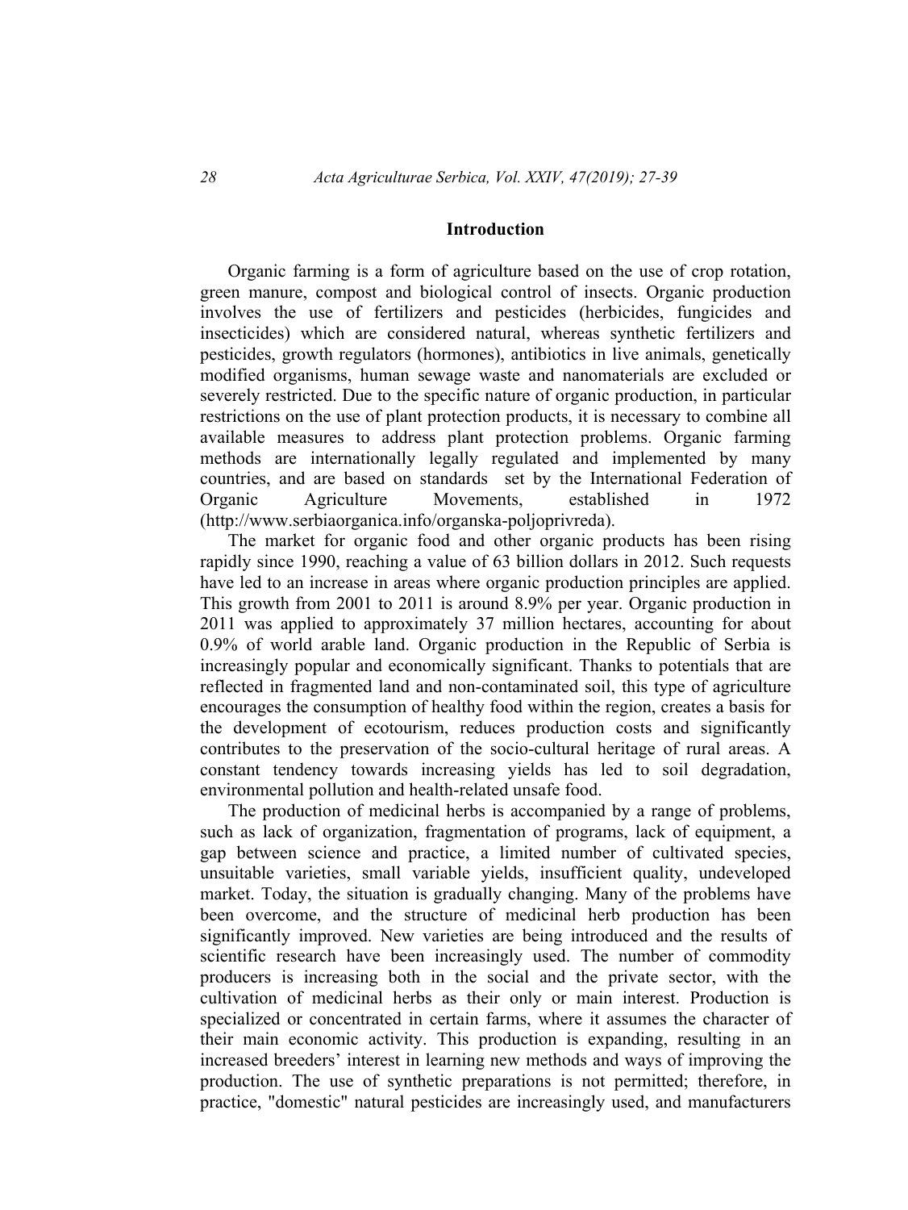## Introduction

Organic farming is a form of agriculture based on the use of crop rotation, green manure, compost and biological control of insects. Organic production involves the use of fertilizers and pesticides (herbicides, fungicides and insecticides) which are considered natural, whereas synthetic fertilizers and pesticides, growth regulators (hormones), antibiotics in live animals, genetically modified organisms, human sewage waste and nanomaterials are excluded or severely restricted. Due to the specific nature of organic production, in particular restrictions on the use of plant protection products, it is necessary to combine all available measures to address plant protection problems. Organic farming methods are internationally legally regulated and implemented by many countries, and are based on standards set by the International Federation of Organic Agriculture Movements, established in 1972 (http://www.serbiaorganica.info/organska-poljoprivreda).

The market for organic food and other organic products has been rising rapidly since 1990, reaching a value of 63 billion dollars in 2012. Such requests have led to an increase in areas where organic production principles are applied. This growth from 2001 to 2011 is around 8.9% per year. Organic production in 2011 was applied to approximately 37 million hectares, accounting for about 0.9% of world arable land. Organic production in the Republic of Serbia is increasingly popular and economically significant. Thanks to potentials that are reflected in fragmented land and non-contaminated soil, this type of agriculture encourages the consumption of healthy food within the region, creates a basis for the development of ecotourism, reduces production costs and significantly contributes to the preservation of the socio-cultural heritage of rural areas. A constant tendency towards increasing yields has led to soil degradation, environmental pollution and health-related unsafe food.

The production of medicinal herbs is accompanied by a range of problems, such as lack of organization, fragmentation of programs, lack of equipment, a gap between science and practice, a limited number of cultivated species, unsuitable varieties, small variable yields, insufficient quality, undeveloped market. Today, the situation is gradually changing. Many of the problems have been overcome, and the structure of medicinal herb production has been significantly improved. New varieties are being introduced and the results of scientific research have been increasingly used. The number of commodity producers is increasing both in the social and the private sector, with the cultivation of medicinal herbs as their only or main interest. Production is specialized or concentrated in certain farms, where it assumes the character of their main economic activity. This production is expanding, resulting in an increased breeders' interest in learning new methods and ways of improving the production. The use of synthetic preparations is not permitted; therefore, in practice, "domestic" natural pesticides are increasingly used, and manufacturers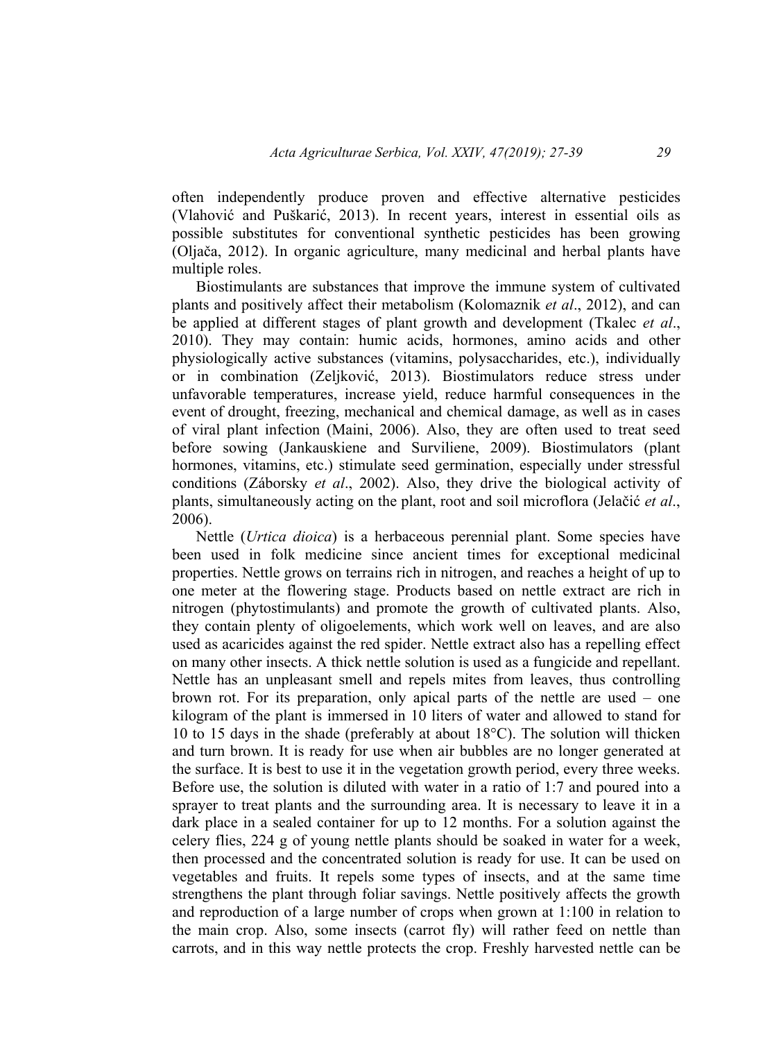often independently produce proven and effective alternative pesticides (Vlahović and Puškarić, 2013). In recent years, interest in essential oils as possible substitutes for conventional synthetic pesticides has been growing (Oljača, 2012). In organic agriculture, many medicinal and herbal plants have multiple roles.

Biostimulants are substances that improve the immune system of cultivated plants and positively affect their metabolism (Kolomaznik *et al*., 2012), and can be applied at different stages of plant growth and development (Tkalec *et al*., 2010). They may contain: humic acids, hormones, amino acids and other physiologically active substances (vitamins, polysaccharides, etc.), individually or in combination (Zeljković, 2013). Biostimulators reduce stress under unfavorable temperatures, increase yield, reduce harmful consequences in the event of drought, freezing, mechanical and chemical damage, as well as in cases of viral plant infection (Maini, 2006). Also, they are often used to treat seed before sowing (Jankauskiene and Surviliene, 2009). Biostimulators (plant hormones, vitamins, etc.) stimulate seed germination, especially under stressful conditions (Záborsky *et al*., 2002). Also, they drive the biological activity of plants, simultaneously acting on the plant, root and soil microflora (Jelačić *et al*., 2006).

Nettle (*Urtica dioica*) is a herbaceous perennial plant. Some species have been used in folk medicine since ancient times for exceptional medicinal properties. Nettle grows on terrains rich in nitrogen, and reaches a height of up to one meter at the flowering stage. Products based on nettle extract are rich in nitrogen (phytostimulants) and promote the growth of cultivated plants. Also, they contain plenty of oligoelements, which work well on leaves, and are also used as acaricides against the red spider. Nettle extract also has a repelling effect on many other insects. A thick nettle solution is used as a fungicide and repellant. Nettle has an unpleasant smell and repels mites from leaves, thus controlling brown rot. For its preparation, only apical parts of the nettle are used – one kilogram of the plant is immersed in 10 liters of water and allowed to stand for 10 to 15 days in the shade (preferably at about 18°C). The solution will thicken and turn brown. It is ready for use when air bubbles are no longer generated at the surface. It is best to use it in the vegetation growth period, every three weeks. Before use, the solution is diluted with water in a ratio of 1:7 and poured into a sprayer to treat plants and the surrounding area. It is necessary to leave it in a dark place in a sealed container for up to 12 months. For a solution against the celery flies, 224 g of young nettle plants should be soaked in water for a week, then processed and the concentrated solution is ready for use. It can be used on vegetables and fruits. It repels some types of insects, and at the same time strengthens the plant through foliar savings. Nettle positively affects the growth and reproduction of a large number of crops when grown at 1:100 in relation to the main crop. Also, some insects (carrot fly) will rather feed on nettle than carrots, and in this way nettle protects the crop. Freshly harvested nettle can be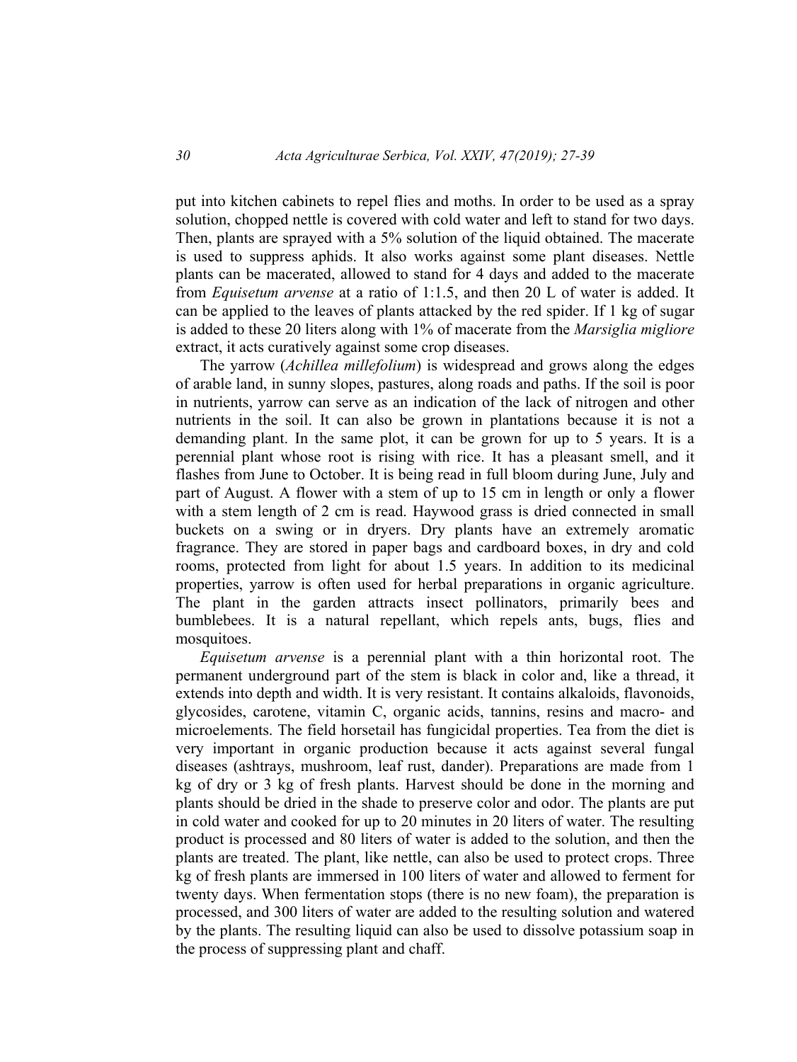put into kitchen cabinets to repel flies and moths. In order to be used as a spray solution, chopped nettle is covered with cold water and left to stand for two days. Then, plants are sprayed with a 5% solution of the liquid obtained. The macerate is used to suppress aphids. It also works against some plant diseases. Nettle plants can be macerated, allowed to stand for 4 days and added to the macerate from *Equisetum arvense* at a ratio of 1:1.5, and then 20 L of water is added. It can be applied to the leaves of plants attacked by the red spider. If 1 kg of sugar is added to these 20 liters along with 1% of macerate from the *Marsiglia migliore* extract, it acts curatively against some crop diseases.

The yarrow (*Achillea millefolium*) is widespread and grows along the edges of arable land, in sunny slopes, pastures, along roads and paths. If the soil is poor in nutrients, yarrow can serve as an indication of the lack of nitrogen and other nutrients in the soil. It can also be grown in plantations because it is not a demanding plant. In the same plot, it can be grown for up to 5 years. It is a perennial plant whose root is rising with rice. It has a pleasant smell, and it flashes from June to October. It is being read in full bloom during June, July and part of August. A flower with a stem of up to 15 cm in length or only a flower with a stem length of 2 cm is read. Haywood grass is dried connected in small buckets on a swing or in dryers. Dry plants have an extremely aromatic fragrance. They are stored in paper bags and cardboard boxes, in dry and cold rooms, protected from light for about 1.5 years. In addition to its medicinal properties, yarrow is often used for herbal preparations in organic agriculture. The plant in the garden attracts insect pollinators, primarily bees and bumblebees. It is a natural repellant, which repels ants, bugs, flies and mosquitoes.

*Equisetum arvense* is a perennial plant with a thin horizontal root. The permanent underground part of the stem is black in color and, like a thread, it extends into depth and width. It is very resistant. It contains alkaloids, flavonoids, glycosides, carotene, vitamin C, organic acids, tannins, resins and macro- and microelements. The field horsetail has fungicidal properties. Tea from the diet is very important in organic production because it acts against several fungal diseases (ashtrays, mushroom, leaf rust, dander). Preparations are made from 1 kg of dry or 3 kg of fresh plants. Harvest should be done in the morning and plants should be dried in the shade to preserve color and odor. The plants are put in cold water and cooked for up to 20 minutes in 20 liters of water. The resulting product is processed and 80 liters of water is added to the solution, and then the plants are treated. The plant, like nettle, can also be used to protect crops. Three kg of fresh plants are immersed in 100 liters of water and allowed to ferment for twenty days. When fermentation stops (there is no new foam), the preparation is processed, and 300 liters of water are added to the resulting solution and watered by the plants. The resulting liquid can also be used to dissolve potassium soap in the process of suppressing plant and chaff.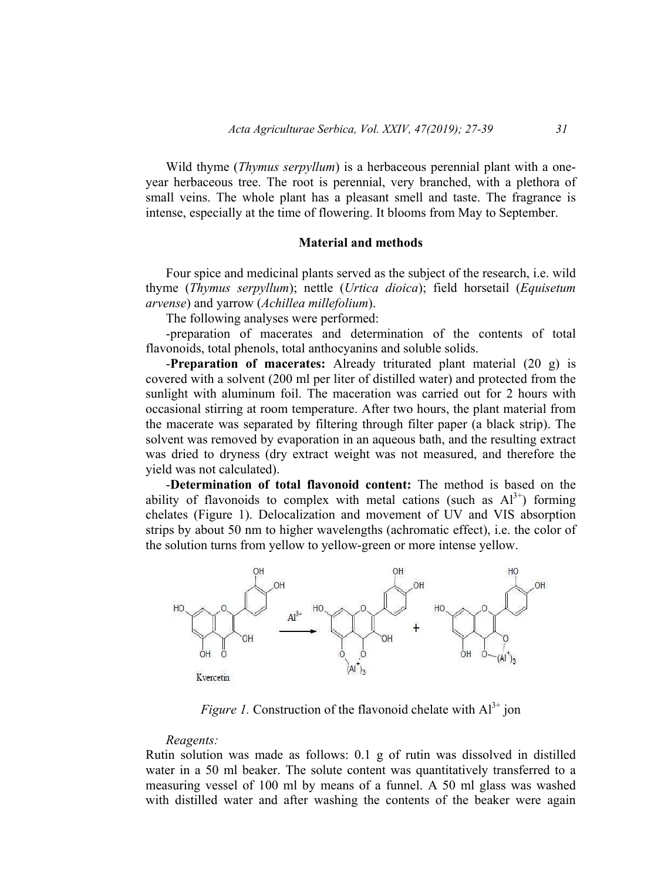Wild thyme (*Thymus serpyllum*) is a herbaceous perennial plant with a one-year herbaceous tree. The root is perennial, very branched, with a plethora of small veins. The whole plant has a pleasant smell and taste. The fragrance is intense, especially at the time of flowering. It blooms from May to September.

## Material and methods

Four spice and medicinal plants served as the subject of the research, i.e. wild thyme (*Thymus serpyllum*); nettle (*Urtica dioica*); field horsetail (*Equisetum arvense*) and yarrow (*Achillea millefolium*).

The following analyses were performed:

-preparation of macerates and determination of the contents of total flavonoids, total phenols, total anthocyanins and soluble solids.

-**Preparation of macerates:** Already triturated plant material (20 g) is covered with a solvent (200 ml per liter of distilled water) and protected from the sunlight with aluminum foil. The maceration was carried out for 2 hours with occasional stirring at room temperature. After two hours, the plant material from the macerate was separated by filtering through filter paper (a black strip). The solvent was removed by evaporation in an aqueous bath, and the resulting extract was dried to dryness (dry extract weight was not measured, and therefore the yield was not calculated).

-**Determination of total flavonoid content:** The method is based on the ability of flavonoids to complex with metal cations (such as $Al^{3+}$) forming chelates (Figure 1). Delocalization and movement of UV and VIS absorption strips by about 50 nm to higher wavelengths (achromatic effect), i.e. the color of the solution turns from yellow to yellow-green or more intense yellow.

*Figure 1.* Construction of the flavonoid chelate with $Al^{3+}$ jon

*Reagents:*

Rutin solution was made as follows: 0.1 g of rutin was dissolved in distilled water in a 50 ml beaker. The solute content was quantitatively transferred to a measuring vessel of 100 ml by means of a funnel. A 50 ml glass was washed with distilled water and after washing the contents of the beaker were again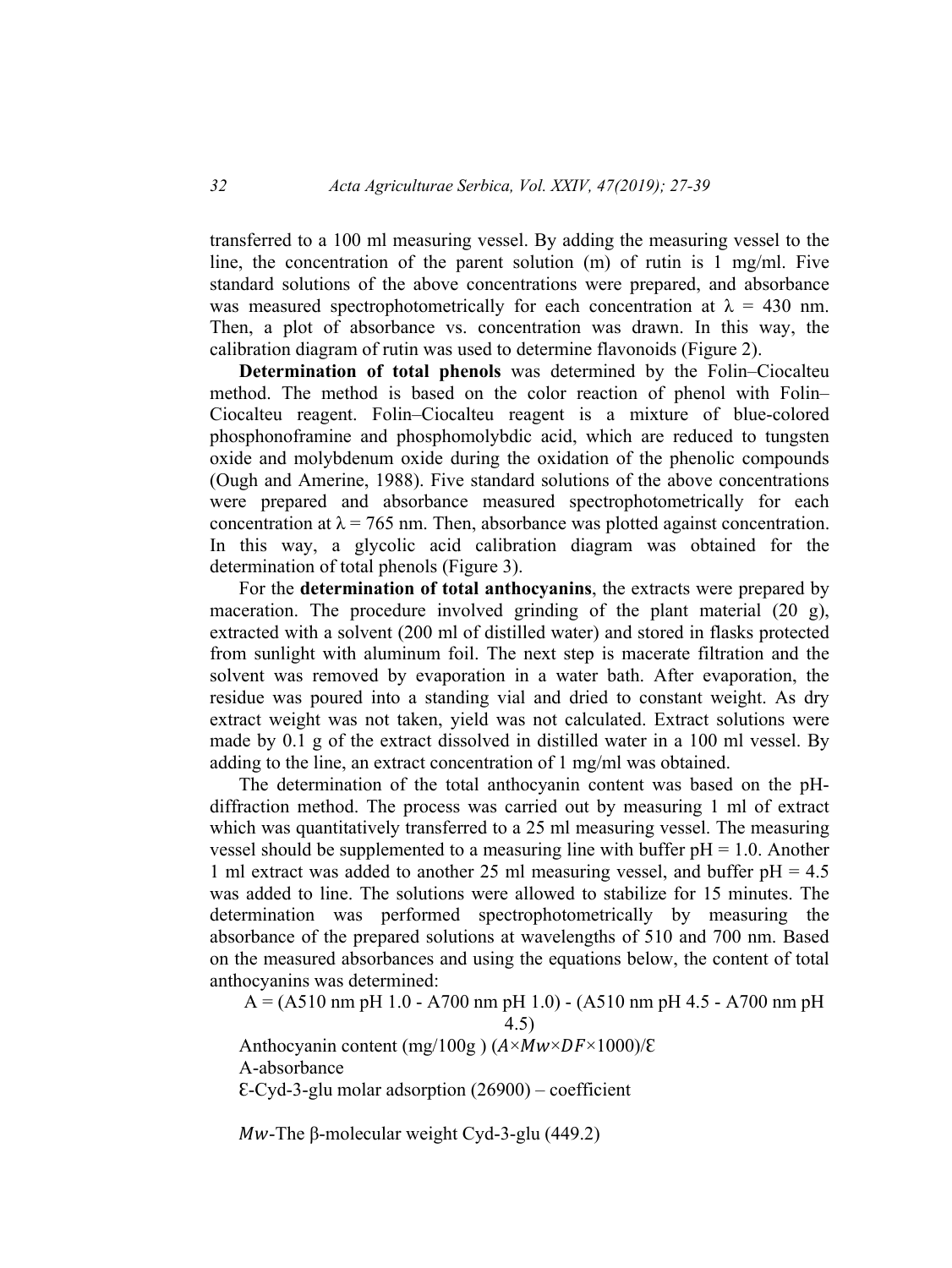transferred to a 100 ml measuring vessel. By adding the measuring vessel to the line, the concentration of the parent solution (m) of rutin is 1 mg/ml. Five standard solutions of the above concentrations were prepared, and absorbance was measured spectrophotometrically for each concentration at $\lambda$ = 430 nm. Then, a plot of absorbance vs. concentration was drawn. In this way, the calibration diagram of rutin was used to determine flavonoids (Figure 2).

**Determination of total phenols** was determined by the Folin–Ciocalteu method. The method is based on the color reaction of phenol with Folin–Ciocalteu reagent. Folin–Ciocalteu reagent is a mixture of blue-colored phosphonoframine and phosphomolybdic acid, which are reduced to tungsten oxide and molybdenum oxide during the oxidation of the phenolic compounds (Ough and Amerine, 1988). Five standard solutions of the above concentrations were prepared and absorbance measured spectrophotometrically for each concentration at $\lambda$ = 765 nm. Then, absorbance was plotted against concentration. In this way, a glycolic acid calibration diagram was obtained for the determination of total phenols (Figure 3).

For the **determination of total anthocyanins**, the extracts were prepared by maceration. The procedure involved grinding of the plant material (20 g), extracted with a solvent (200 ml of distilled water) and stored in flasks protected from sunlight with aluminum foil. The next step is macerate filtration and the solvent was removed by evaporation in a water bath. After evaporation, the residue was poured into a standing vial and dried to constant weight. As dry extract weight was not taken, yield was not calculated. Extract solutions were made by 0.1 g of the extract dissolved in distilled water in a 100 ml vessel. By adding to the line, an extract concentration of 1 mg/ml was obtained.

The determination of the total anthocyanin content was based on the pH-diffraction method. The process was carried out by measuring 1 ml of extract which was quantitatively transferred to a 25 ml measuring vessel. The measuring vessel should be supplemented to a measuring line with buffer pH = 1.0. Another 1 ml extract was added to another 25 ml measuring vessel, and buffer pH = 4.5 was added to line. The solutions were allowed to stabilize for 15 minutes. The determination was performed spectrophotometrically by measuring the absorbance of the prepared solutions at wavelengths of 510 and 700 nm. Based on the measured absorbances and using the equations below, the content of total anthocyanins was determined:

$$A = (A510\text{ nm pH }1.0 - A700\text{ nm pH }1.0) - (A510\text{ nm pH }4.5 - A700\text{ nm pH }4.5)$$

Anthocyanin content (mg/100g ) $(A \times Mw \times DF \times 1000)/\mathcal{E}$

A-absorbance

$\mathcal{E}$-Cyd-3-glu molar adsorption (26900) – coefficient

$Mw$-The β-molecular weight Cyd-3-glu (449.2)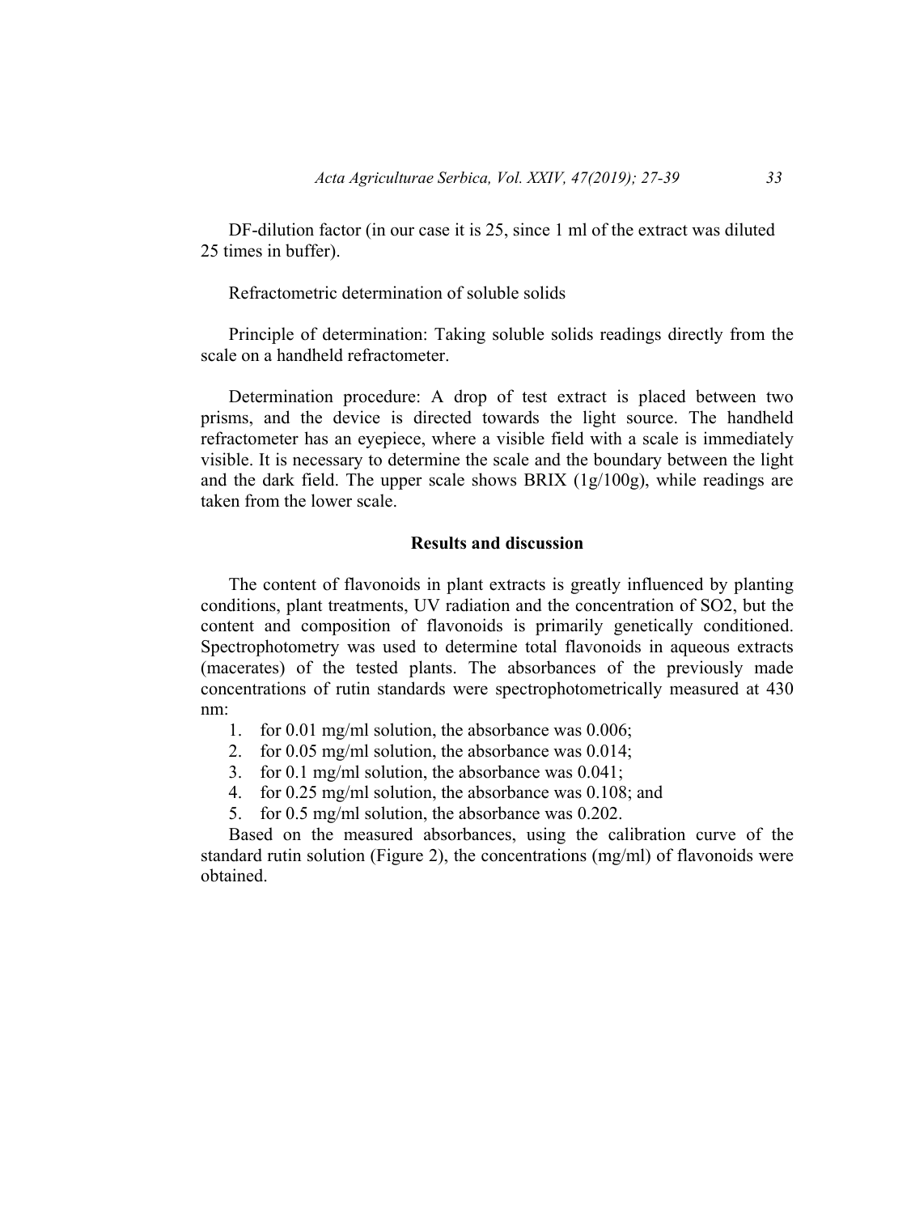DF-dilution factor (in our case it is 25, since 1 ml of the extract was diluted 25 times in buffer).

Refractometric determination of soluble solids

Principle of determination: Taking soluble solids readings directly from the scale on a handheld refractometer.

Determination procedure: A drop of test extract is placed between two prisms, and the device is directed towards the light source. The handheld refractometer has an eyepiece, where a visible field with a scale is immediately visible. It is necessary to determine the scale and the boundary between the light and the dark field. The upper scale shows BRIX (1g/100g), while readings are taken from the lower scale.

## Results and discussion

The content of flavonoids in plant extracts is greatly influenced by planting conditions, plant treatments, UV radiation and the concentration of SO2, but the content and composition of flavonoids is primarily genetically conditioned. Spectrophotometry was used to determine total flavonoids in aqueous extracts (macerates) of the tested plants. The absorbances of the previously made concentrations of rutin standards were spectrophotometrically measured at 430 nm:

1. for 0.01 mg/ml solution, the absorbance was 0.006;
2. for 0.05 mg/ml solution, the absorbance was 0.014;
3. for 0.1 mg/ml solution, the absorbance was 0.041;
4. for 0.25 mg/ml solution, the absorbance was 0.108; and
5. for 0.5 mg/ml solution, the absorbance was 0.202.

Based on the measured absorbances, using the calibration curve of the standard rutin solution (Figure 2), the concentrations (mg/ml) of flavonoids were obtained.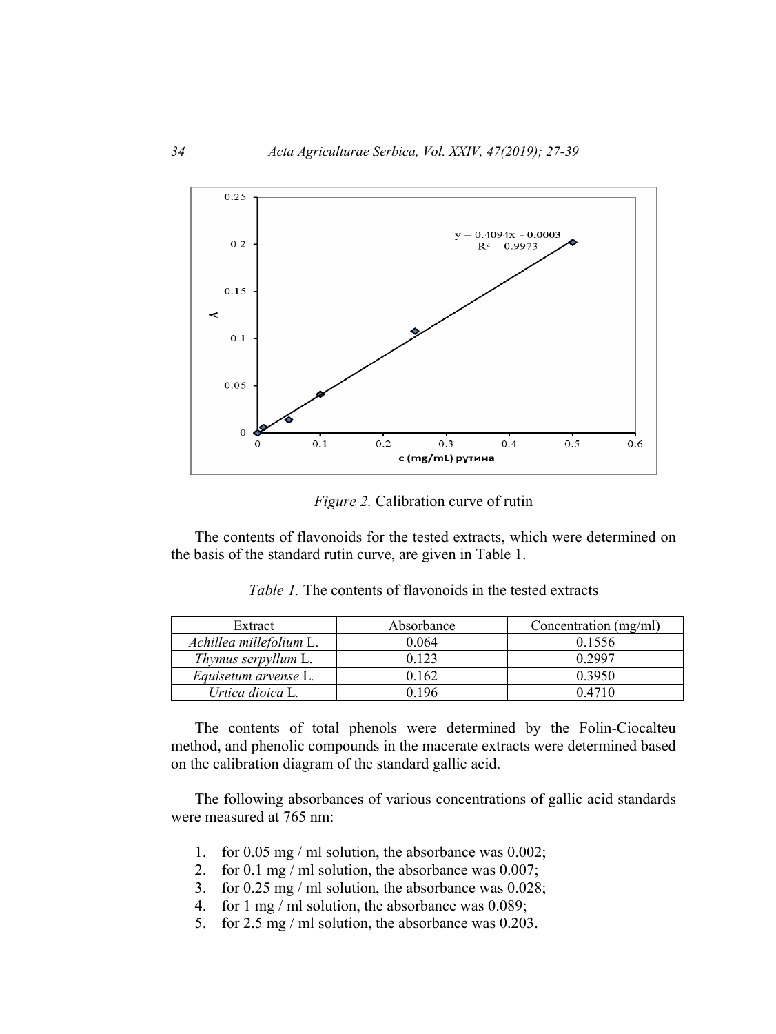*Figure 2.* Calibration curve of rutin

The contents of flavonoids for the tested extracts, which were determined on the basis of the standard rutin curve, are given in Table 1.

*Table 1.* The contents of flavonoids in the tested extracts

| Extract | Absorbance | Concentration (mg/ml) |
|---|---|---|
| *Achillea millefolium* L. | 0.064 | 0.1556 |
| *Thymus serpyllum* L. | 0.123 | 0.2997 |
| *Equisetum arvense* L. | 0.162 | 0.3950 |
| *Urtica dioica* L. | 0.196 | 0.4710 |

The contents of total phenols were determined by the Folin-Ciocalteu method, and phenolic compounds in the macerate extracts were determined based on the calibration diagram of the standard gallic acid.

The following absorbances of various concentrations of gallic acid standards were measured at 765 nm:

1. for 0.05 mg / ml solution, the absorbance was 0.002;
2. for 0.1 mg / ml solution, the absorbance was 0.007;
3. for 0.25 mg / ml solution, the absorbance was 0.028;
4. for 1 mg / ml solution, the absorbance was 0.089;
5. for 2.5 mg / ml solution, the absorbance was 0.203.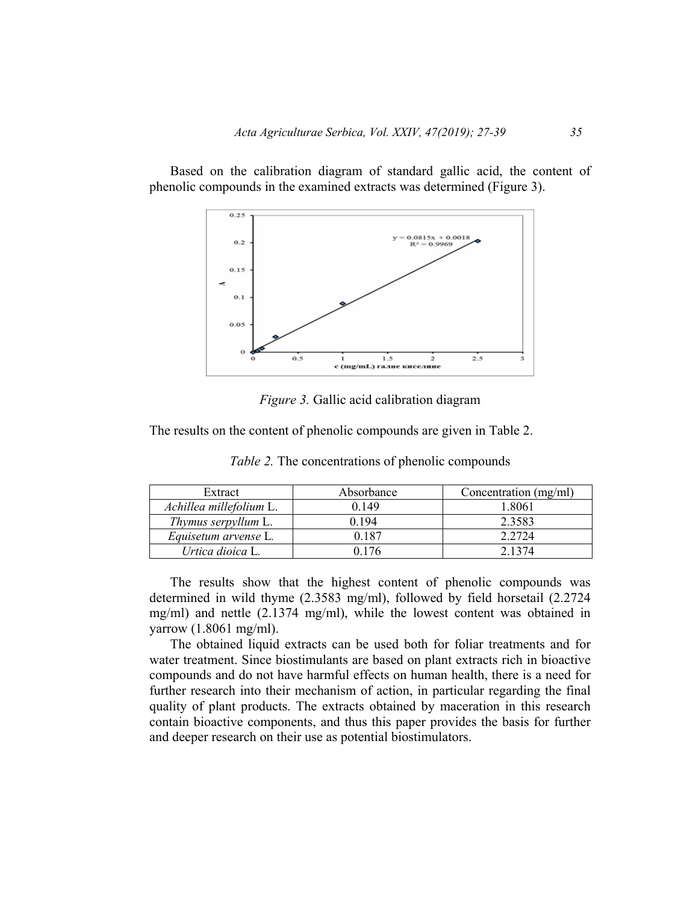Based on the calibration diagram of standard gallic acid, the content of phenolic compounds in the examined extracts was determined (Figure 3).

*Figure 3.* Gallic acid calibration diagram

The results on the content of phenolic compounds are given in Table 2.

*Table 2.* The concentrations of phenolic compounds

| Extract | Absorbance | Concentration (mg/ml) |
|---|---|---|
| *Achillea millefolium* L. | 0.149 | 1.8061 |
| *Thymus serpyllum* L. | 0.194 | 2.3583 |
| *Equisetum arvense* L. | 0.187 | 2.2724 |
| *Urtica dioica* L. | 0.176 | 2.1374 |

The results show that the highest content of phenolic compounds was determined in wild thyme (2.3583 mg/ml), followed by field horsetail (2.2724 mg/ml) and nettle (2.1374 mg/ml), while the lowest content was obtained in yarrow (1.8061 mg/ml).

The obtained liquid extracts can be used both for foliar treatments and for water treatment. Since biostimulants are based on plant extracts rich in bioactive compounds and do not have harmful effects on human health, there is a need for further research into their mechanism of action, in particular regarding the final quality of plant products. The extracts obtained by maceration in this research contain bioactive components, and thus this paper provides the basis for further and deeper research on their use as potential biostimulators.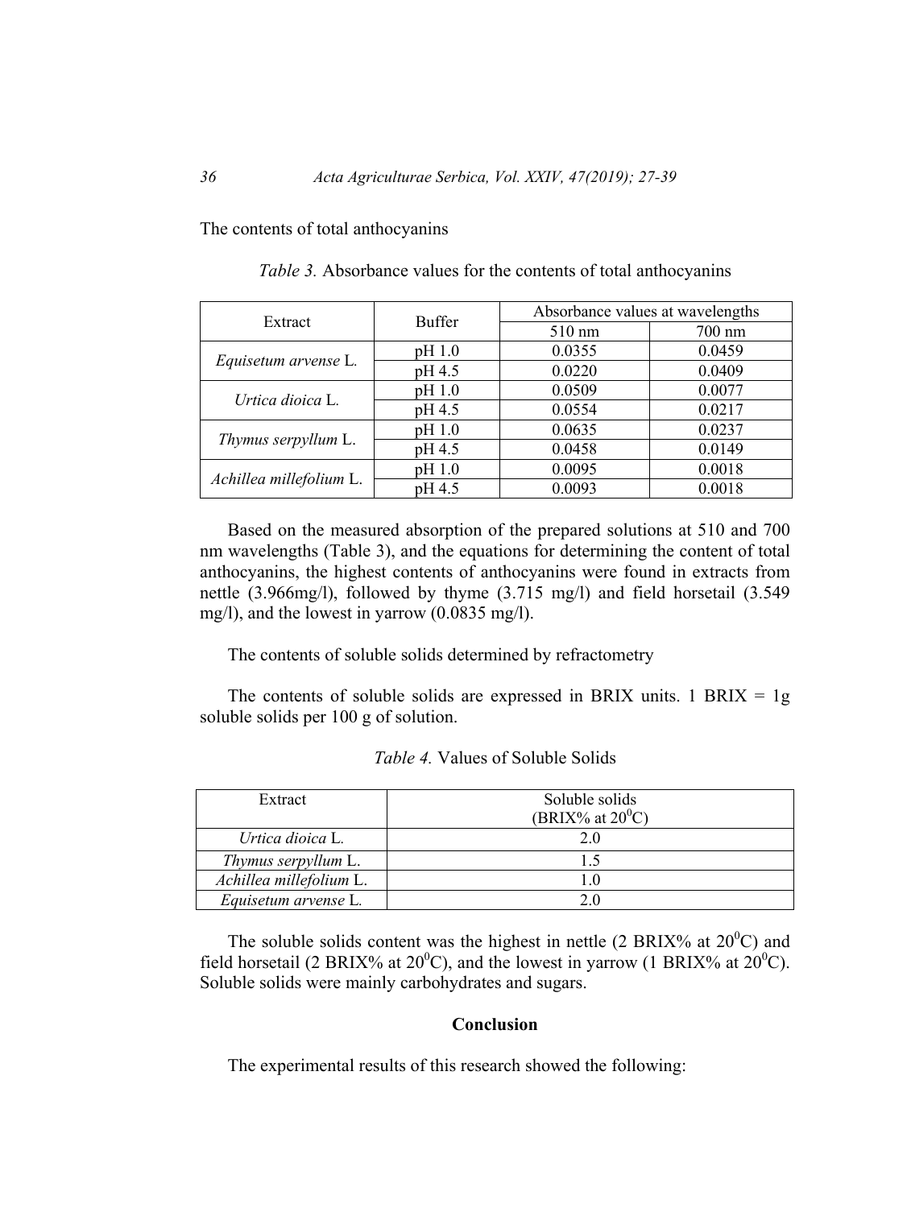The contents of total anthocyanins

*Table 3.* Absorbance values for the contents of total anthocyanins

| Extract | Buffer | Absorbance values at wavelengths | |
|---|---|---|---|
| | | 510 nm | 700 nm |
| *Equisetum arvense* L. | pH 1.0 | 0.0355 | 0.0459 |
| | pH 4.5 | 0.0220 | 0.0409 |
| *Urtica dioica* L. | pH 1.0 | 0.0509 | 0.0077 |
| | pH 4.5 | 0.0554 | 0.0217 |
| *Thymus serpyllum* L. | pH 1.0 | 0.0635 | 0.0237 |
| | pH 4.5 | 0.0458 | 0.0149 |
| *Achillea millefolium* L. | pH 1.0 | 0.0095 | 0.0018 |
| | pH 4.5 | 0.0093 | 0.0018 |

Based on the measured absorption of the prepared solutions at 510 and 700 nm wavelengths (Table 3), and the equations for determining the content of total anthocyanins, the highest contents of anthocyanins were found in extracts from nettle (3.966mg/l), followed by thyme (3.715 mg/l) and field horsetail (3.549 mg/l), and the lowest in yarrow (0.0835 mg/l).

The contents of soluble solids determined by refractometry

The contents of soluble solids are expressed in BRIX units. 1 BRIX = 1g soluble solids per 100 g of solution.

*Table 4.* Values of Soluble Solids

| Extract | Soluble solids (BRIX% at $20^0$C) |
|---|---|
| *Urtica dioica* L. | 2.0 |
| *Thymus serpyllum* L. | 1.5 |
| *Achillea millefolium* L. | 1.0 |
| *Equisetum arvense* L. | 2.0 |

The soluble solids content was the highest in nettle (2 BRIX% at $20^0$C) and field horsetail (2 BRIX% at $20^0$C), and the lowest in yarrow (1 BRIX% at $20^0$C). Soluble solids were mainly carbohydrates and sugars.

## Conclusion

The experimental results of this research showed the following: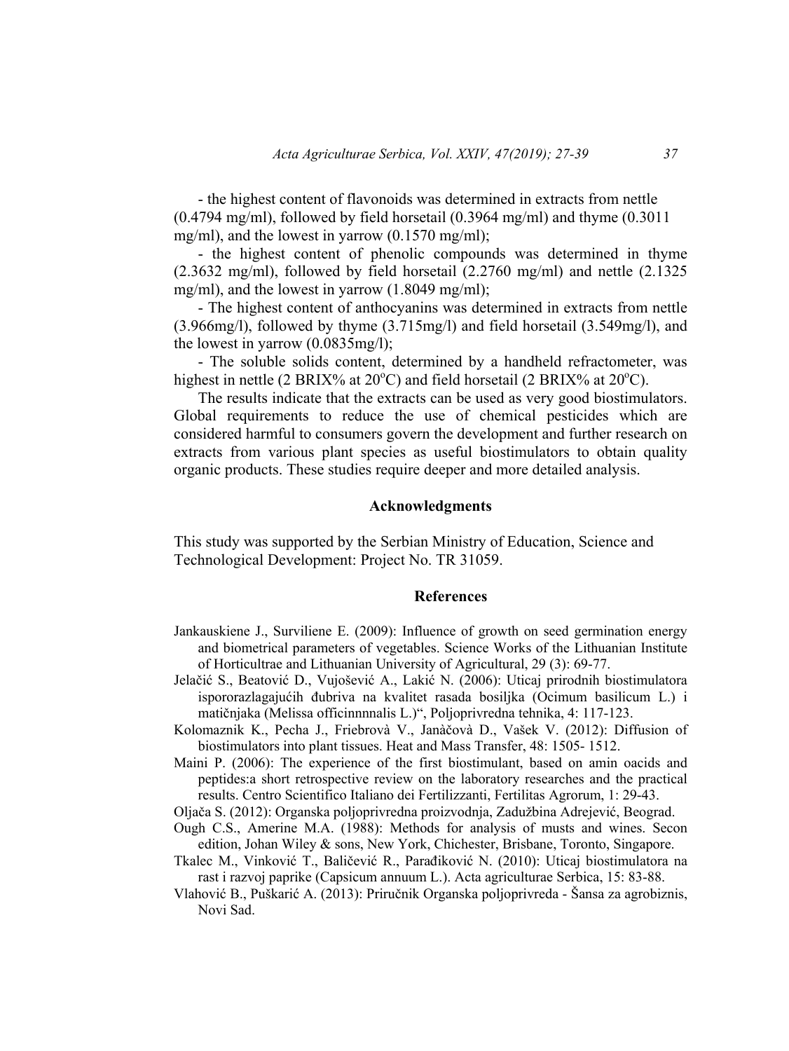- the highest content of flavonoids was determined in extracts from nettle (0.4794 mg/ml), followed by field horsetail (0.3964 mg/ml) and thyme (0.3011 mg/ml), and the lowest in yarrow (0.1570 mg/ml);

- the highest content of phenolic compounds was determined in thyme (2.3632 mg/ml), followed by field horsetail (2.2760 mg/ml) and nettle (2.1325 mg/ml), and the lowest in yarrow (1.8049 mg/ml);

- The highest content of anthocyanins was determined in extracts from nettle (3.966mg/l), followed by thyme (3.715mg/l) and field horsetail (3.549mg/l), and the lowest in yarrow (0.0835mg/l);

- The soluble solids content, determined by a handheld refractometer, was highest in nettle (2 BRIX% at 20$^{o}$C) and field horsetail (2 BRIX% at 20$^{o}$C).

The results indicate that the extracts can be used as very good biostimulators. Global requirements to reduce the use of chemical pesticides which are considered harmful to consumers govern the development and further research on extracts from various plant species as useful biostimulators to obtain quality organic products. These studies require deeper and more detailed analysis.

## Acknowledgments

This study was supported by the Serbian Ministry of Education, Science and Technological Development: Project No. TR 31059.

## References

Jankauskiene J., Surviliene E. (2009): Influence of growth on seed germination energy and biometrical parameters of vegetables. Science Works of the Lithuanian Institute of Horticultrae and Lithuanian University of Agricultural, 29 (3): 69-77.

Jelačić S., Beatović D., Vujošević A., Lakić N. (2006): Uticaj prirodnih biostimulatora ispororazlagajućih đubriva na kvalitet rasada bosiljka (Ocimum basilicum L.) i matičnjaka (Melissa officinnnnalis L.)", Poljoprivredna tehnika, 4: 117-123.

Kolomaznik K., Pecha J., Friebrovà V., Janàčovà D., Vašek V. (2012): Diffusion of biostimulators into plant tissues. Heat and Mass Transfer, 48: 1505- 1512.

Maini P. (2006): The experience of the first biostimulant, based on amin oacids and peptides:a short retrospective review on the laboratory researches and the practical results. Centro Scientifico Italiano dei Fertilizzanti, Fertilitas Agrorum, 1: 29-43.

Oljača S. (2012): Organska poljoprivredna proizvodnja, Zadužbina Adrejević, Beograd.

Ough C.S., Amerine M.A. (1988): Methods for analysis of musts and wines. Secon edition, Johan Wiley & sons, New York, Chichester, Brisbane, Toronto, Singapore.

Tkalec M., Vinković T., Baličević R., Parađiković N. (2010): Uticaj biostimulatora na rast i razvoj paprike (Capsicum annuum L.). Acta agriculturae Serbica, 15: 83-88.

Vlahović B., Puškarić A. (2013): Priručnik Organska poljoprivreda - Šansa za agrobiznis, Novi Sad.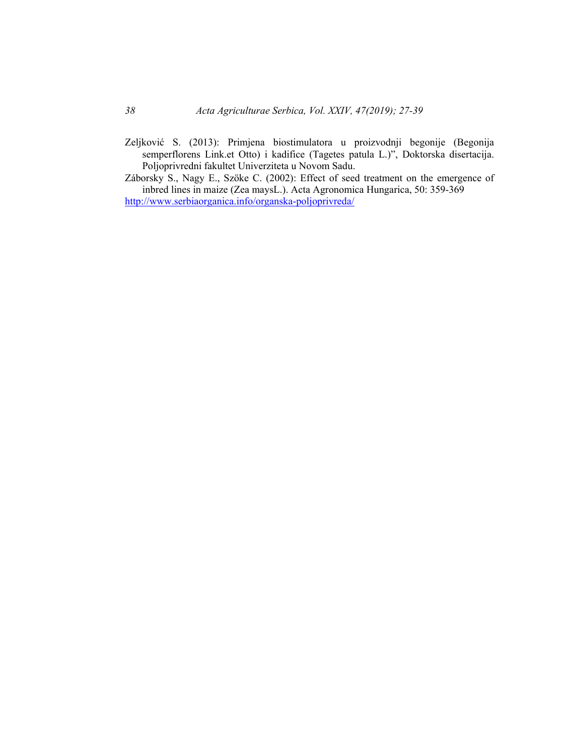Zeljković S. (2013): Primjena biostimulatora u proizvodnji begonije (Begonija semperflorens Link.et Otto) i kadifice (Tagetes patula L.)", Doktorska disertacija. Poljoprivredni fakultet Univerziteta u Novom Sadu.

Záborsky S., Nagy E., Szöke C. (2002): Effect of seed treatment on the emergence of inbred lines in maize (Zea maysL.). Acta Agronomica Hungarica, 50: 359-369

http://www.serbiaorganica.info/organska-poljoprivreda/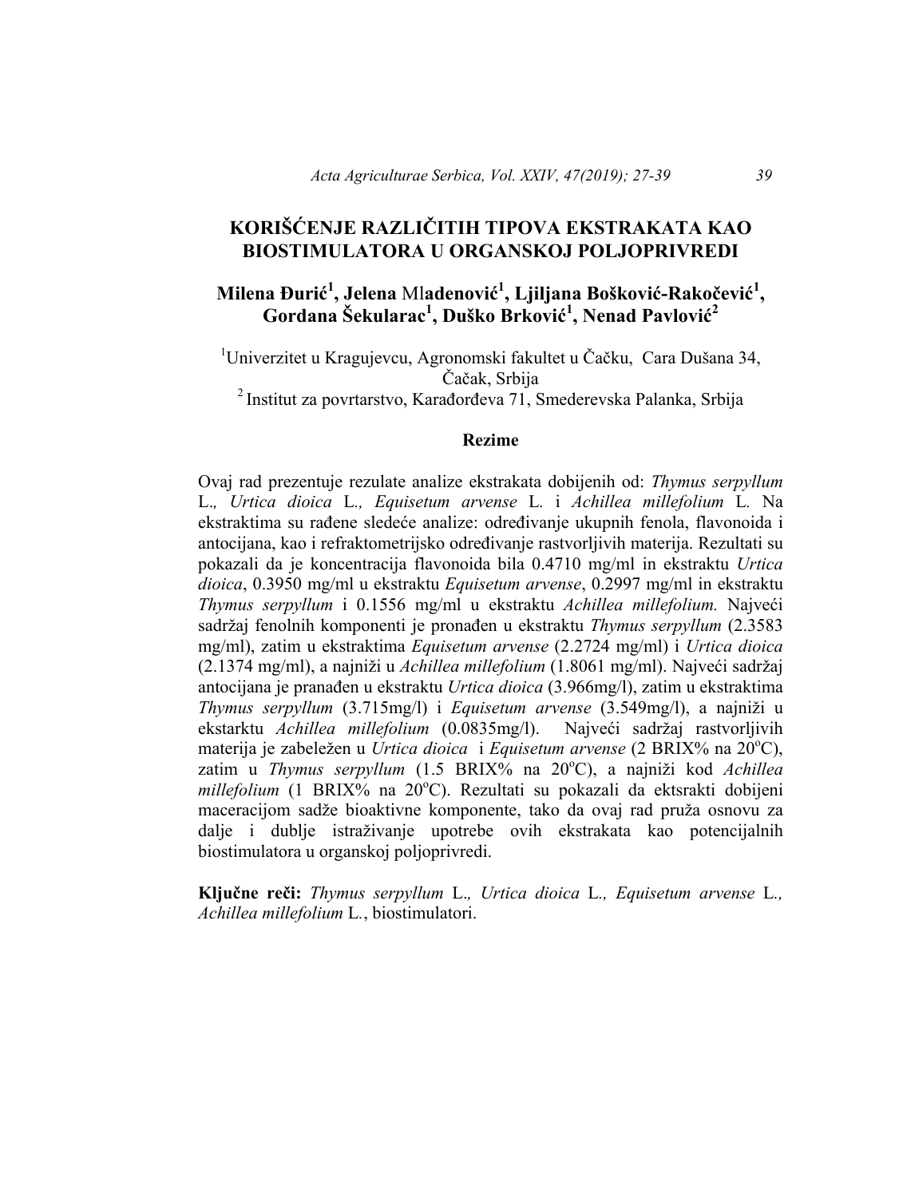# KORIŠĆENJE RAZLIČITIH TIPOVA EKSTRAKATA KAO BIOSTIMULATORA U ORGANSKOJ POLJOPRIVREDI

**Milena Đurić[1], Jelena Mladenović[1], Ljiljana Bošković-Rakočević[1], Gordana Šekularac[1], Duško Brković[1], Nenad Pavlović[2]**

[1]Univerzitet u Kragujevcu, Agronomski fakultet u Čačku, Cara Dušana 34, Čačak, Srbija
[2] Institut za povrtarstvo, Karađorđeva 71, Smederevska Palanka, Srbija

## Rezime

Ovaj rad prezentuje rezulate analize ekstrakata dobijenih od: *Thymus serpyllum* L.*, Urtica dioica* L.*, Equisetum arvense* L. i *Achillea millefolium* L. Na ekstraktima su rađene sledeće analize: određivanje ukupnih fenola, flavonoida i antocijana, kao i refraktometrijsko određivanje rastvorljivih materija. Rezultati su pokazali da je koncentracija flavonoida bila 0.4710 mg/ml in ekstraktu *Urtica dioica*, 0.3950 mg/ml u ekstraktu *Equisetum arvense*, 0.2997 mg/ml in ekstraktu *Thymus serpyllum* i 0.1556 mg/ml u ekstraktu *Achillea millefolium.* Najveći sadržaj fenolnih komponenti je pronađen u ekstraktu *Thymus serpyllum* (2.3583 mg/ml), zatim u ekstraktima *Equisetum arvense* (2.2724 mg/ml) i *Urtica dioica* (2.1374 mg/ml), a najniži u *Achillea millefolium* (1.8061 mg/ml). Najveći sadržaj antocijana je pranađen u ekstraktu *Urtica dioica* (3.966mg/l), zatim u ekstraktima *Thymus serpyllum* (3.715mg/l) i *Equisetum arvense* (3.549mg/l), a najniži u ekstarktu *Achillea millefolium* (0.0835mg/l). Najveći sadržaj rastvorljivih materija je zabeležen u *Urtica dioica* i *Equisetum arvense* (2 BRIX% na 20$^{o}$C), zatim u *Thymus serpyllum* (1.5 BRIX% na 20$^{o}$C), a najniži kod *Achillea millefolium* (1 BRIX% na 20$^{o}$C). Rezultati su pokazali da ektsrakti dobijeni maceracijom sadže bioaktivne komponente, tako da ovaj rad pruža osnovu za dalje i dublje istraživanje upotrebe ovih ekstrakata kao potencijalnih biostimulatora u organskoj poljoprivredi.

**Ključne reči:** *Thymus serpyllum* L.*, Urtica dioica* L.*, Equisetum arvense* L.*, Achillea millefolium* L., biostimulatori.